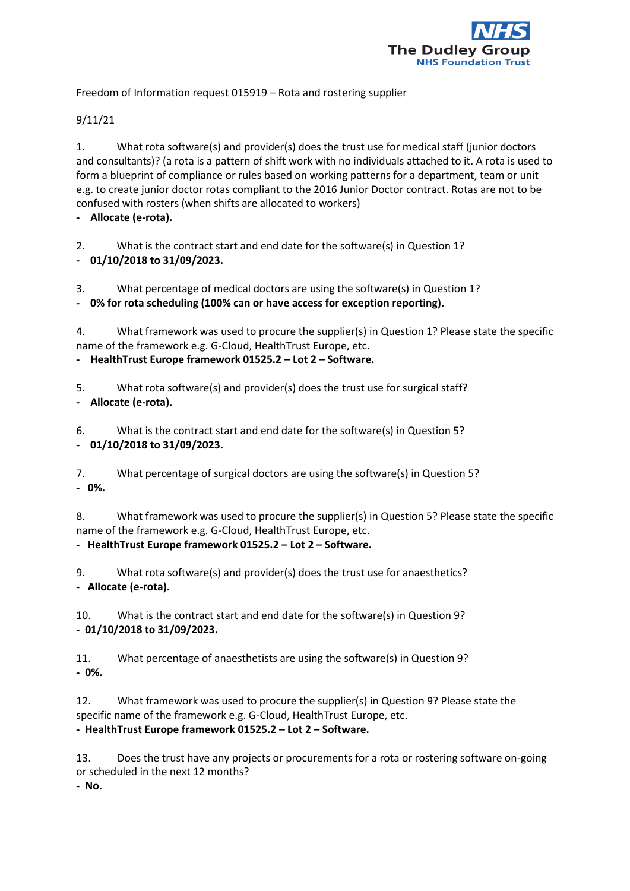NHS
The Dudley Group
NHS Foundation Trust

Freedom of Information request 015919 – Rota and rostering supplier

9/11/21

1. What rota software(s) and provider(s) does the trust use for medical staff (junior doctors and consultants)? (a rota is a pattern of shift work with no individuals attached to it. A rota is used to form a blueprint of compliance or rules based on working patterns for a department, team or unit e.g. to create junior doctor rotas compliant to the 2016 Junior Doctor contract. Rotas are not to be confused with rosters (when shifts are allocated to workers)

- **Allocate (e-rota).**

2. What is the contract start and end date for the software(s) in Question 1?

- **01/10/2018 to 31/09/2023.**

3. What percentage of medical doctors are using the software(s) in Question 1?

- **0% for rota scheduling (100% can or have access for exception reporting).**

4. What framework was used to procure the supplier(s) in Question 1? Please state the specific name of the framework e.g. G-Cloud, HealthTrust Europe, etc.

- **HealthTrust Europe framework 01525.2 – Lot 2 – Software.**

5. What rota software(s) and provider(s) does the trust use for surgical staff?

- **Allocate (e-rota).**

6. What is the contract start and end date for the software(s) in Question 5?

- **01/10/2018 to 31/09/2023.**

7. What percentage of surgical doctors are using the software(s) in Question 5?

- **0%.**

8. What framework was used to procure the supplier(s) in Question 5? Please state the specific name of the framework e.g. G-Cloud, HealthTrust Europe, etc.

- **HealthTrust Europe framework 01525.2 – Lot 2 – Software.**

9. What rota software(s) and provider(s) does the trust use for anaesthetics?

- **Allocate (e-rota).**

10. What is the contract start and end date for the software(s) in Question 9?

- **01/10/2018 to 31/09/2023.**

11. What percentage of anaesthetists are using the software(s) in Question 9?

- **0%.**

12. What framework was used to procure the supplier(s) in Question 9? Please state the specific name of the framework e.g. G-Cloud, HealthTrust Europe, etc.

- **HealthTrust Europe framework 01525.2 – Lot 2 – Software.**

13. Does the trust have any projects or procurements for a rota or rostering software on-going or scheduled in the next 12 months?

- **No.**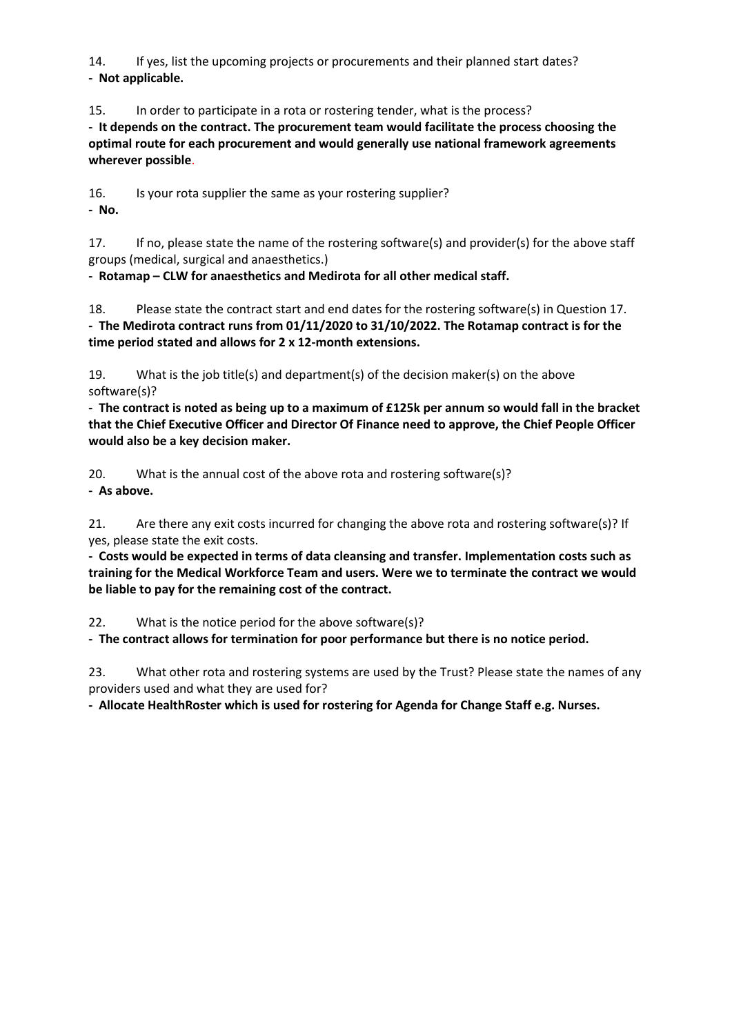14. If yes, list the upcoming projects or procurements and their planned start dates?

**- Not applicable.**

15. In order to participate in a rota or rostering tender, what is the process?

**- It depends on the contract. The procurement team would facilitate the process choosing the optimal route for each procurement and would generally use national framework agreements wherever possible.**

16. Is your rota supplier the same as your rostering supplier?

**- No.**

17. If no, please state the name of the rostering software(s) and provider(s) for the above staff groups (medical, surgical and anaesthetics.)

**- Rotamap – CLW for anaesthetics and Medirota for all other medical staff.**

18. Please state the contract start and end dates for the rostering software(s) in Question 17.

**- The Medirota contract runs from 01/11/2020 to 31/10/2022. The Rotamap contract is for the time period stated and allows for 2 x 12-month extensions.**

19. What is the job title(s) and department(s) of the decision maker(s) on the above software(s)?

**- The contract is noted as being up to a maximum of £125k per annum so would fall in the bracket that the Chief Executive Officer and Director Of Finance need to approve, the Chief People Officer would also be a key decision maker.**

20. What is the annual cost of the above rota and rostering software(s)?

**- As above.**

21. Are there any exit costs incurred for changing the above rota and rostering software(s)? If yes, please state the exit costs.

**- Costs would be expected in terms of data cleansing and transfer. Implementation costs such as training for the Medical Workforce Team and users. Were we to terminate the contract we would be liable to pay for the remaining cost of the contract.**

22. What is the notice period for the above software(s)?

**- The contract allows for termination for poor performance but there is no notice period.**

23. What other rota and rostering systems are used by the Trust? Please state the names of any providers used and what they are used for?

**- Allocate HealthRoster which is used for rostering for Agenda for Change Staff e.g. Nurses.**